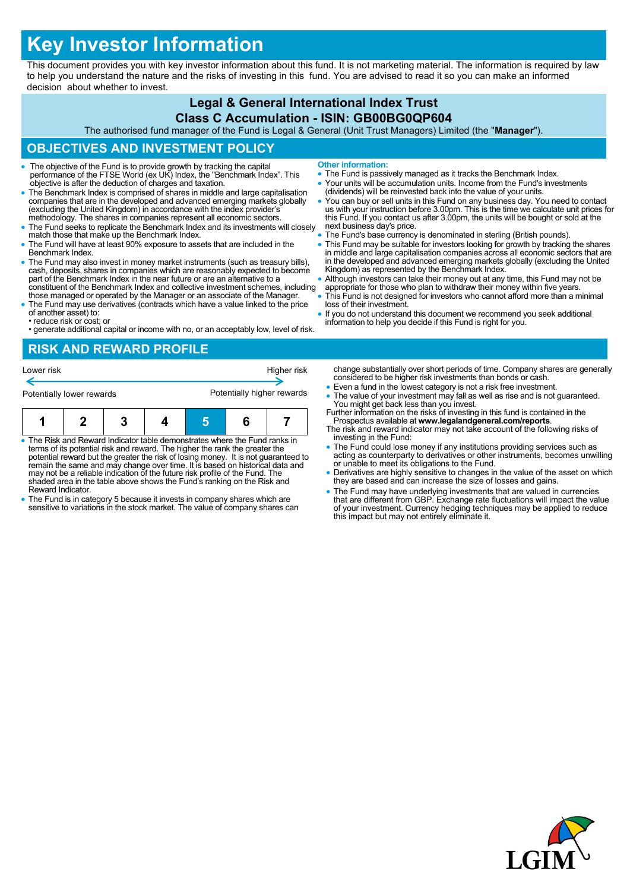#  Key Investor Information

This document provides you with key investor information about this fund. It is not marketing material. The information is required by law to help you understand the nature and the risks of investing in this fund. You are advised to read it so you can make an informed decision about whether to invest.

**Legal & General International Index Trust**

**Class C Accumulation - ISIN: GB00BG0QP604**

The authorised fund manager of the Fund is Legal & General (Unit Trust Managers) Limited (the "**Manager**").

## OBJECTIVES AND INVESTMENT POLICY

- The objective of the Fund is to provide growth by tracking the capital performance of the FTSE World (ex UK) Index, the "Benchmark Index". This objective is after the deduction of charges and taxation.
- The Benchmark Index is comprised of shares in middle and large capitalisation companies that are in the developed and advanced emerging markets globally (excluding the United Kingdom) in accordance with the index provider's methodology. The shares in companies represent all economic sectors.
- The Fund seeks to replicate the Benchmark Index and its investments will closely match those that make up the Benchmark Index.
- The Fund will have at least 90% exposure to assets that are included in the Benchmark Index.
- The Fund may also invest in money market instruments (such as treasury bills), cash, deposits, shares in companies which are reasonably expected to become part of the Benchmark Index in the near future or are an alternative to a constituent of the Benchmark Index and collective investment schemes, including those managed or operated by the Manager or an associate of the Manager.
- The Fund may use derivatives (contracts which have a value linked to the price of another asset) to:
  - reduce risk or cost; or
  - generate additional capital or income with no, or an acceptably low, level of risk.

**Other information:**

- The Fund is passively managed as it tracks the Benchmark Index.
- Your units will be accumulation units. Income from the Fund's investments (dividends) will be reinvested back into the value of your units.
- You can buy or sell units in this Fund on any business day. You need to contact us with your instruction before 3.00pm. This is the time we calculate unit prices for this Fund. If you contact us after 3.00pm, the units will be bought or sold at the next business day's price.
- The Fund's base currency is denominated in sterling (British pounds).
- This Fund may be suitable for investors looking for growth by tracking the shares in middle and large capitalisation companies across all economic sectors that are in the developed and advanced emerging markets globally (excluding the United Kingdom) as represented by the Benchmark Index.
- Although investors can take their money out at any time, this Fund may not be appropriate for those who plan to withdraw their money within five years.
- This Fund is not designed for investors who cannot afford more than a minimal loss of their investment.
- If you do not understand this document we recommend you seek additional information to help you decide if this Fund is right for you.

## RISK AND REWARD PROFILE

| Lower risk | | | | | | Higher risk |
|---|---|---|---|---|---|---|
| Potentially lower rewards | | | | | | Potentially higher rewards |
| 1 | 2 | 3 | 4 | **5** | 6 | 7 |

- The Risk and Reward Indicator table demonstrates where the Fund ranks in terms of its potential risk and reward. The higher the rank the greater the potential reward but the greater the risk of losing money. It is not guaranteed to remain the same and may change over time. It is based on historical data and may not be a reliable indication of the future risk profile of the Fund. The shaded area in the table above shows the Fund's ranking on the Risk and Reward Indicator.
- The Fund is in category 5 because it invests in company shares which are sensitive to variations in the stock market. The value of company shares can change substantially over short periods of time. Company shares are generally considered to be higher risk investments than bonds or cash.
- Even a fund in the lowest category is not a risk free investment.
- The value of your investment may fall as well as rise and is not guaranteed. You might get back less than you invest.

Further information on the risks of investing in this fund is contained in the Prospectus available at **www.legalandgeneral.com/reports**.

The risk and reward indicator may not take account of the following risks of investing in the Fund:

- The Fund could lose money if any institutions providing services such as acting as counterparty to derivatives or other instruments, becomes unwilling or unable to meet its obligations to the Fund.
- Derivatives are highly sensitive to changes in the value of the asset on which they are based and can increase the size of losses and gains.
- The Fund may have underlying investments that are valued in currencies that are different from GBP. Exchange rate fluctuations will impact the value of your investment. Currency hedging techniques may be applied to reduce this impact but may not entirely eliminate it.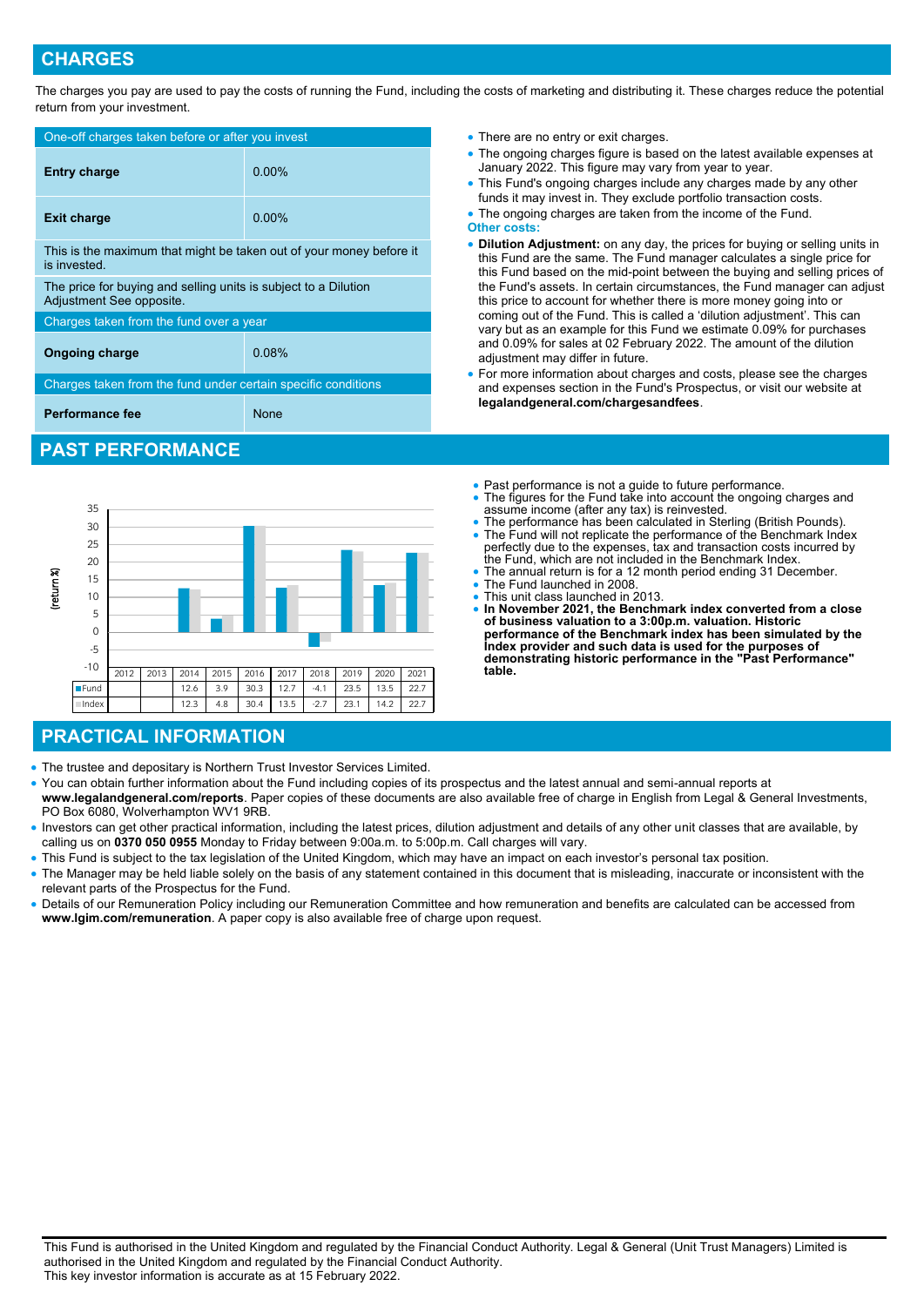## CHARGES

The charges you pay are used to pay the costs of running the Fund, including the costs of marketing and distributing it. These charges reduce the potential return from your investment.

| One-off charges taken before or after you invest | |
|---|---|
| **Entry charge** | 0.00% |
| **Exit charge** | 0.00% |
| This is the maximum that might be taken out of your money before it is invested. | |
| The price for buying and selling units is subject to a Dilution Adjustment See opposite. | |
| Charges taken from the fund over a year | |
| **Ongoing charge** | 0.08% |
| Charges taken from the fund under certain specific conditions | |
| **Performance fee** | None |

- There are no entry or exit charges.
- The ongoing charges figure is based on the latest available expenses at January 2022. This figure may vary from year to year.
- This Fund's ongoing charges include any charges made by any other funds it may invest in. They exclude portfolio transaction costs.
- The ongoing charges are taken from the income of the Fund.

**Other costs:**

- **Dilution Adjustment:** on any day, the prices for buying or selling units in this Fund are the same. The Fund manager calculates a single price for this Fund based on the mid-point between the buying and selling prices of the Fund's assets. In certain circumstances, the Fund manager can adjust this price to account for whether there is more money going into or coming out of the Fund. This is called a 'dilution adjustment'. This can vary but as an example for this Fund we estimate 0.09% for purchases and 0.09% for sales at 02 February 2022. The amount of the dilution adjustment may differ in future.
- For more information about charges and costs, please see the charges and expenses section in the Fund's Prospectus, or visit our website at **legalandgeneral.com/chargesandfees**.

## PAST PERFORMANCE

(return %)

35
30
25
20
15
10
5
0
-5
-10

2012 2013 2014 2015 2016 2017 2018 2019 2020 2021

Fund: 12.6 3.9 30.3 12.7 -4.1 23.5 13.5 22.7

Index: 12.3 4.8 30.4 13.5 -2.7 23.1 14.2 22.7

- Past performance is not a guide to future performance.
- The figures for the Fund take into account the ongoing charges and assume income (after any tax) is reinvested.
- The performance has been calculated in Sterling (British Pounds).
- The Fund will not replicate the performance of the Benchmark Index perfectly due to the expenses, tax and transaction costs incurred by the Fund, which are not included in the Benchmark Index.
- The annual return is for a 12 month period ending 31 December.
- The Fund launched in 2008.
- This unit class launched in 2013.
- **In November 2021, the Benchmark index converted from a close of business valuation to a 3:00p.m. valuation. Historic performance of the Benchmark index has been simulated by the Index provider and such data is used for the purposes of demonstrating historic performance in the "Past Performance" table.**

## PRACTICAL INFORMATION

- The trustee and depositary is Northern Trust Investor Services Limited.
- You can obtain further information about the Fund including copies of its prospectus and the latest annual and semi-annual reports at **www.legalandgeneral.com/reports**. Paper copies of these documents are also available free of charge in English from Legal & General Investments, PO Box 6080, Wolverhampton WV1 9RB.
- Investors can get other practical information, including the latest prices, dilution adjustment and details of any other unit classes that are available, by calling us on **0370 050 0955** Monday to Friday between 9:00a.m. to 5:00p.m. Call charges will vary.
- This Fund is subject to the tax legislation of the United Kingdom, which may have an impact on each investor's personal tax position.
- The Manager may be held liable solely on the basis of any statement contained in this document that is misleading, inaccurate or inconsistent with the relevant parts of the Prospectus for the Fund.
- Details of our Remuneration Policy including our Remuneration Committee and how remuneration and benefits are calculated can be accessed from **www.lgim.com/remuneration**. A paper copy is also available free of charge upon request.

This Fund is authorised in the United Kingdom and regulated by the Financial Conduct Authority. Legal & General (Unit Trust Managers) Limited is authorised in the United Kingdom and regulated by the Financial Conduct Authority.
This key investor information is accurate as at 15 February 2022.